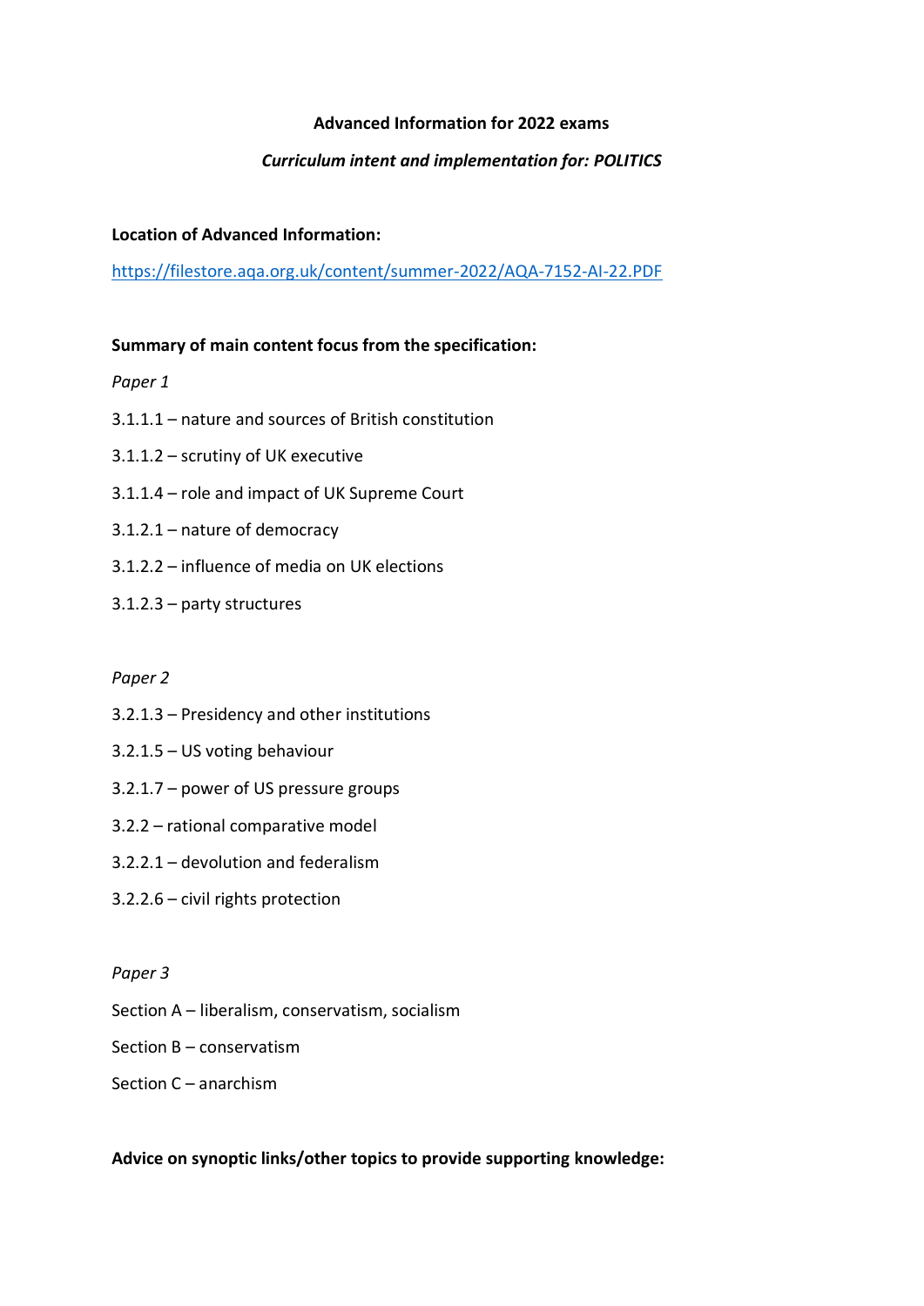**Advanced Information for 2022 exams**

***Curriculum intent and implementation for: POLITICS***

**Location of Advanced Information:**

https://filestore.aqa.org.uk/content/summer-2022/AQA-7152-AI-22.PDF

**Summary of main content focus from the specification:**

*Paper 1*

3.1.1.1 – nature and sources of British constitution

3.1.1.2 – scrutiny of UK executive

3.1.1.4 – role and impact of UK Supreme Court

3.1.2.1 – nature of democracy

3.1.2.2 – influence of media on UK elections

3.1.2.3 – party structures

*Paper 2*

3.2.1.3 – Presidency and other institutions

3.2.1.5 – US voting behaviour

3.2.1.7 – power of US pressure groups

3.2.2 – rational comparative model

3.2.2.1 – devolution and federalism

3.2.2.6 – civil rights protection

*Paper 3*

Section A – liberalism, conservatism, socialism

Section B – conservatism

Section C – anarchism

**Advice on synoptic links/other topics to provide supporting knowledge:**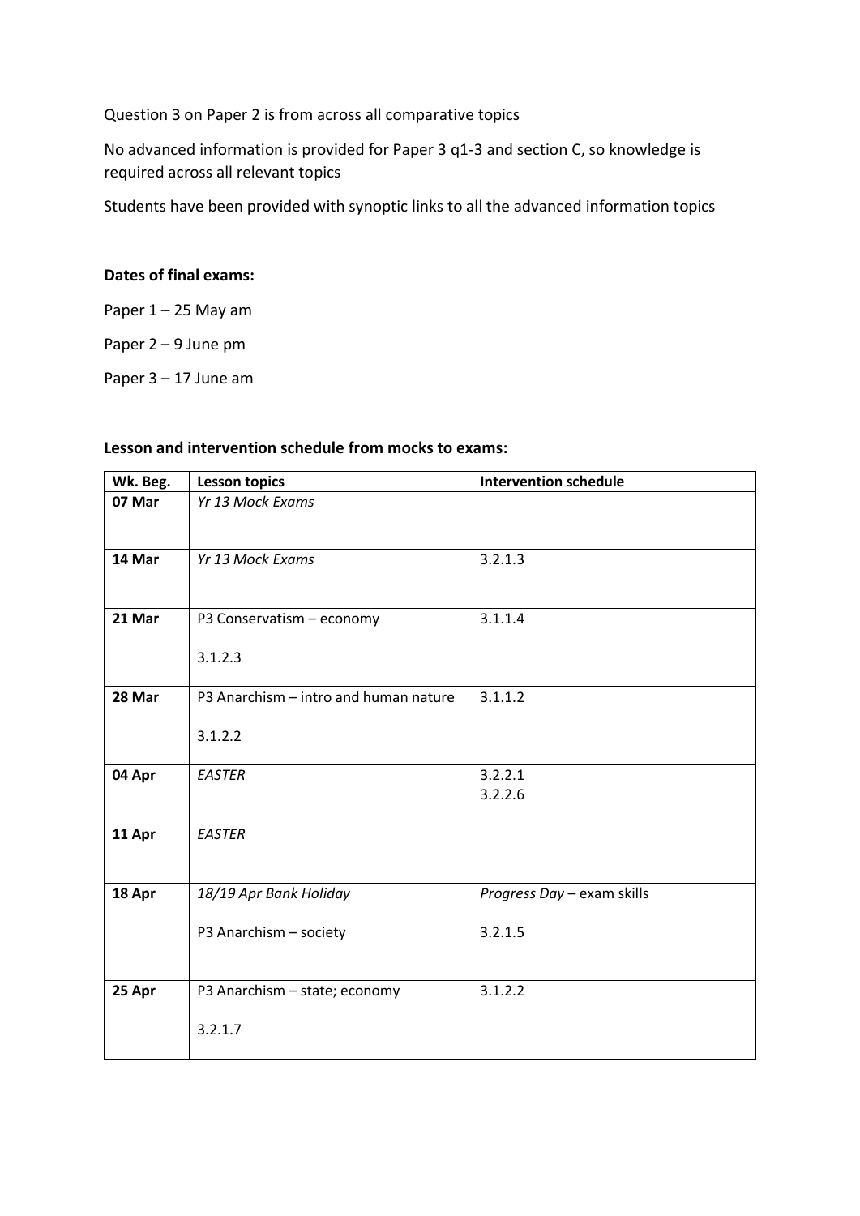Question 3 on Paper 2 is from across all comparative topics

No advanced information is provided for Paper 3 q1-3 and section C, so knowledge is required across all relevant topics

Students have been provided with synoptic links to all the advanced information topics

**Dates of final exams:**

Paper 1 – 25 May am

Paper 2 – 9 June pm

Paper 3 – 17 June am

**Lesson and intervention schedule from mocks to exams:**

| Wk. Beg. | Lesson topics | Intervention schedule |
|---|---|---|
| **07 Mar** | *Yr 13 Mock Exams* | |
| **14 Mar** | *Yr 13 Mock Exams* | 3.2.1.3 |
| **21 Mar** | P3 Conservatism – economy<br><br>3.1.2.3 | 3.1.1.4 |
| **28 Mar** | P3 Anarchism – intro and human nature<br><br>3.1.2.2 | 3.1.1.2 |
| **04 Apr** | *EASTER* | 3.2.2.1<br>3.2.2.6 |
| **11 Apr** | *EASTER* | |
| **18 Apr** | *18/19 Apr Bank Holiday*<br><br>P3 Anarchism – society | *Progress Day* – exam skills<br><br>3.2.1.5 |
| **25 Apr** | P3 Anarchism – state; economy<br><br>3.2.1.7 | 3.1.2.2 |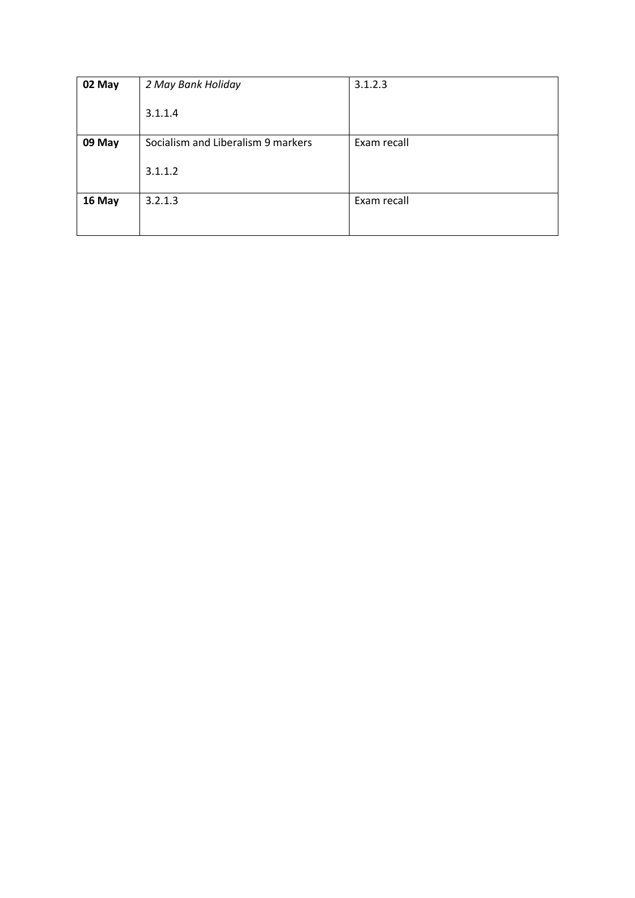| | | |
|---|---|---|
| **02 May** | *2 May Bank Holiday*<br><br>3.1.1.4 | 3.1.2.3 |
| **09 May** | Socialism and Liberalism 9 markers<br><br>3.1.1.2 | Exam recall |
| **16 May** | 3.2.1.3 | Exam recall |